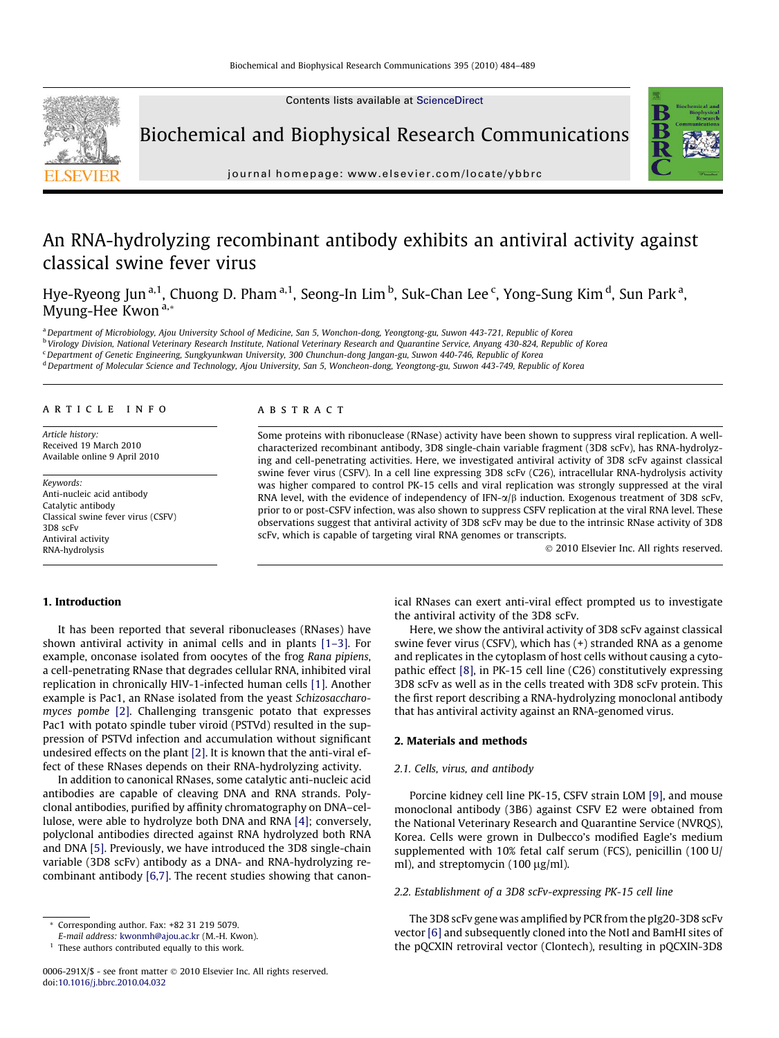# An RNA-hydrolyzing recombinant antibody exhibits an antiviral activity against classical swine fever virus

Hye-Ryeong Jun [a,1], Chuong D. Pham [a,1], Seong-In Lim [b], Suk-Chan Lee [c], Yong-Sung Kim [d], Sun Park [a], Myung-Hee Kwon [a,*]

[a] Department of Microbiology, Ajou University School of Medicine, San 5, Wonchon-dong, Yeongtong-gu, Suwon 443-721, Republic of Korea
[b] Virology Division, National Veterinary Research Institute, National Veterinary Research and Quarantine Service, Anyang 430-824, Republic of Korea
[c] Department of Genetic Engineering, Sungkyunkwan University, 300 Chunchun-dong Jangan-gu, Suwon 440-746, Republic of Korea
[d] Department of Molecular Science and Technology, Ajou University, San 5, Woncheon-dong, Yeongtong-gu, Suwon 443-749, Republic of Korea

**ARTICLE INFO**

*Article history:*
Received 19 March 2010
Available online 9 April 2010

*Keywords:*
Anti-nucleic acid antibody
Catalytic antibody
Classical swine fever virus (CSFV)
3D8 scFv
Antiviral activity
RNA-hydrolysis

**ABSTRACT**

Some proteins with ribonuclease (RNase) activity have been shown to suppress viral replication. A well-characterized recombinant antibody, 3D8 single-chain variable fragment (3D8 scFv), has RNA-hydrolyzing and cell-penetrating activities. Here, we investigated antiviral activity of 3D8 scFv against classical swine fever virus (CSFV). In a cell line expressing 3D8 scFv (C26), intracellular RNA-hydrolysis activity was higher compared to control PK-15 cells and viral replication was strongly suppressed at the viral RNA level, with the evidence of independency of IFN-$\alpha/\beta$ induction. Exogenous treatment of 3D8 scFv, prior to or post-CSFV infection, was also shown to suppress CSFV replication at the viral RNA level. These observations suggest that antiviral activity of 3D8 scFv may be due to the intrinsic RNase activity of 3D8 scFv, which is capable of targeting viral RNA genomes or transcripts.

© 2010 Elsevier Inc. All rights reserved.

## 1. Introduction

It has been reported that several ribonucleases (RNases) have shown antiviral activity in animal cells and in plants [1–3]. For example, onconase isolated from oocytes of the frog *Rana pipiens*, a cell-penetrating RNase that degrades cellular RNA, inhibited viral replication in chronically HIV-1-infected human cells [1]. Another example is Pac1, an RNase isolated from the yeast *Schizosaccharomyces pombe* [2]. Challenging transgenic potato that expresses Pac1 with potato spindle tuber viroid (PSTVd) resulted in the suppression of PSTVd infection and accumulation without significant undesired effects on the plant [2]. It is known that the anti-viral effect of these RNases depends on their RNA-hydrolyzing activity.

In addition to canonical RNases, some catalytic anti-nucleic acid antibodies are capable of cleaving DNA and RNA strands. Polyclonal antibodies, purified by affinity chromatography on DNA–cellulose, were able to hydrolyze both DNA and RNA [4]; conversely, polyclonal antibodies directed against RNA hydrolyzed both RNA and DNA [5]. Previously, we have introduced the 3D8 single-chain variable (3D8 scFv) antibody as a DNA- and RNA-hydrolyzing recombinant antibody [6,7]. The recent studies showing that canonical RNases can exert anti-viral effect prompted us to investigate the antiviral activity of the 3D8 scFv.

Here, we show the antiviral activity of 3D8 scFv against classical swine fever virus (CSFV), which has (+) stranded RNA as a genome and replicates in the cytoplasm of host cells without causing a cytopathic effect [8], in PK-15 cell line (C26) constitutively expressing 3D8 scFv as well as in the cells treated with 3D8 scFv protein. This the first report describing a RNA-hydrolyzing monoclonal antibody that has antiviral activity against an RNA-genomed virus.

## 2. Materials and methods

### 2.1. Cells, virus, and antibody

Porcine kidney cell line PK-15, CSFV strain LOM [9], and mouse monoclonal antibody (3B6) against CSFV E2 were obtained from the National Veterinary Research and Quarantine Service (NVRQS), Korea. Cells were grown in Dulbecco's modified Eagle's medium supplemented with 10% fetal calf serum (FCS), penicillin (100 U/ml), and streptomycin (100 μg/ml).

### 2.2. Establishment of a 3D8 scFv-expressing PK-15 cell line

The 3D8 scFv gene was amplified by PCR from the pIg20-3D8 scFv vector [6] and subsequently cloned into the NotI and BamHI sites of the pQCXIN retroviral vector (Clontech), resulting in pQCXIN-3D8

\* Corresponding author. Fax: +82 31 219 5079.
E-mail address: kwonmh@ajou.ac.kr (M.-H. Kwon).
[1] These authors contributed equally to this work.

0006-291X/$ - see front matter © 2010 Elsevier Inc. All rights reserved.
doi:10.1016/j.bbrc.2010.04.032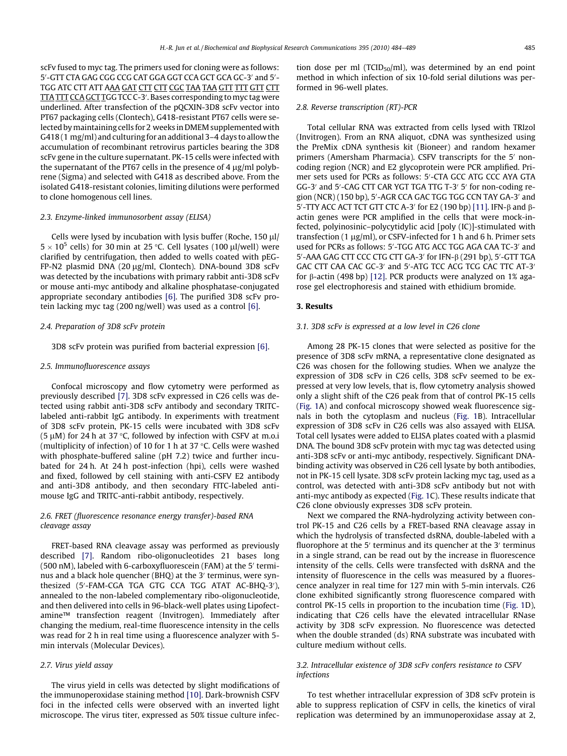scFv fused to myc tag. The primers used for cloning were as follows: 5′-GTT CTA GAG CGG CCG CAT GGA GGT CCA GCT GCA GC-3′ and 5′-TGG ATC CTT ATT AAA GAT CTT CTT CGC TAA TAA GTT TTT GTT CTT TTA TTT CCA GCT TGG TCC C-3′. Bases corresponding to myc tag were underlined. After transfection of the pQCXIN-3D8 scFv vector into PT67 packaging cells (Clontech), G418-resistant PT67 cells were selected by maintaining cells for 2 weeks in DMEM supplemented with G418 (1 mg/ml) and culturing for an additional 3–4 days to allow the accumulation of recombinant retrovirus particles bearing the 3D8 scFv gene in the culture supernatant. PK-15 cells were infected with the supernatant of the PT67 cells in the presence of 4 μg/ml polybrene (Sigma) and selected with G418 as described above. From the isolated G418-resistant colonies, limiting dilutions were performed to clone homogenous cell lines.

### 2.3. Enzyme-linked immunosorbent assay (ELISA)

Cells were lysed by incubation with lysis buffer (Roche, 150 μl/$5 \times 10^5$ cells) for 30 min at 25 °C. Cell lysates (100 μl/well) were clarified by centrifugation, then added to wells coated with pEGFP-N2 plasmid DNA (20 μg/ml, Clontech). DNA-bound 3D8 scFv was detected by the incubations with primary rabbit anti-3D8 scFv or mouse anti-myc antibody and alkaline phosphatase-conjugated appropriate secondary antibodies [6]. The purified 3D8 scFv protein lacking myc tag (200 ng/well) was used as a control [6].

### 2.4. Preparation of 3D8 scFv protein

3D8 scFv protein was purified from bacterial expression [6].

### 2.5. Immunofluorescence assays

Confocal microscopy and flow cytometry were performed as previously described [7]. 3D8 scFv expressed in C26 cells was detected using rabbit anti-3D8 scFv antibody and secondary TRITC-labeled anti-rabbit IgG antibody. In experiments with treatment of 3D8 scFv protein, PK-15 cells were incubated with 3D8 scFv (5 μM) for 24 h at 37 °C, followed by infection with CSFV at m.o.i (multiplicity of infection) of 10 for 1 h at 37 °C. Cells were washed with phosphate-buffered saline (pH 7.2) twice and further incubated for 24 h. At 24 h post-infection (hpi), cells were washed and fixed, followed by cell staining with anti-CSFV E2 antibody and anti-3D8 antibody, and then secondary FITC-labeled anti-mouse IgG and TRITC-anti-rabbit antibody, respectively.

### 2.6. FRET (fluorescence resonance energy transfer)-based RNA cleavage assay

FRET-based RNA cleavage assay was performed as previously described [7]. Random ribo-oligonucleotides 21 bases long (500 nM), labeled with 6-carboxyfluorescein (FAM) at the 5′ terminus and a black hole quencher (BHQ) at the 3′ terminus, were synthesized (5′-FAM-CGA TGA GTG CCA TGG ATAT AC-BHQ-3′), annealed to the non-labeled complementary ribo-oligonucleotide, and then delivered into cells in 96-black-well plates using Lipofectamine™ transfection reagent (Invitrogen). Immediately after changing the medium, real-time fluorescence intensity in the cells was read for 2 h in real time using a fluorescence analyzer with 5-min intervals (Molecular Devices).

### 2.7. Virus yield assay

The virus yield in cells was detected by slight modifications of the immunoperoxidase staining method [10]. Dark-brownish CSFV foci in the infected cells were observed with an inverted light microscope. The virus titer, expressed as 50% tissue culture infection dose per ml ($TCID_{50}$/ml), was determined by an end point method in which infection of six 10-fold serial dilutions was performed in 96-well plates.

### 2.8. Reverse transcription (RT)-PCR

Total cellular RNA was extracted from cells lysed with TRIzol (Invitrogen). From an RNA aliquot, cDNA was synthesized using the PreMix cDNA synthesis kit (Bioneer) and random hexamer primers (Amersham Pharmacia). CSFV transcripts for the 5′ non-coding region (NCR) and E2 glycoprotein were PCR amplified. Primer sets used for PCRs as follows: 5′-CTA GCC ATG CCC AYA GTA GG-3′ and 5′-CAG CTT CAR YGT TGA TTG T-3′ 5′ for non-coding region (NCR) (150 bp), 5′-AGR CCA GAC TGG TGG CCN TAY GA-3′ and 5′-TTY ACC ACT TCT GTT CTC A-3′ for E2 (190 bp) [11]. IFN-β and β-actin genes were PCR amplified in the cells that were mock-infected, polyinosinic–polycytidylic acid [poly (IC)]-stimulated with transfection (1 μg/ml), or CSFV-infected for 1 h and 6 h. Primer sets used for PCRs as follows: 5′-TGG ATG ACC TGG AGA CAA TC-3′ and 5′-AAA GAG CTT CCC CTG CTT GA-3′ for IFN-β (291 bp), 5′-GTT TGA GAC CTT CAA CAC GC-3′ and 5′-ATG TCC ACG TCG CAC TTC AT-3′ for β-actin (498 bp) [12]. PCR products were analyzed on 1% agarose gel electrophoresis and stained with ethidium bromide.

## 3. Results

### 3.1. 3D8 scFv is expressed at a low level in C26 clone

Among 28 PK-15 clones that were selected as positive for the presence of 3D8 scFv mRNA, a representative clone designated as C26 was chosen for the following studies. When we analyze the expression of 3D8 scFv in C26 cells, 3D8 scFv seemed to be expressed at very low levels, that is, flow cytometry analysis showed only a slight shift of the C26 peak from that of control PK-15 cells (Fig. 1A) and confocal microscopy showed weak fluorescence signals in both the cytoplasm and nucleus (Fig. 1B). Intracellular expression of 3D8 scFv in C26 cells was also assayed with ELISA. Total cell lysates were added to ELISA plates coated with a plasmid DNA. The bound 3D8 scFv protein with myc tag was detected using anti-3D8 scFv or anti-myc antibody, respectively. Significant DNA-binding activity was observed in C26 cell lysate by both antibodies, not in PK-15 cell lysate. 3D8 scFv protein lacking myc tag, used as a control, was detected with anti-3D8 scFv antibody but not with anti-myc antibody as expected (Fig. 1C). These results indicate that C26 clone obviously expresses 3D8 scFv protein.

Next we compared the RNA-hydrolyzing activity between control PK-15 and C26 cells by a FRET-based RNA cleavage assay in which the hydrolysis of transfected dsRNA, double-labeled with a fluorophore at the 5′ terminus and its quencher at the 3′ terminus in a single strand, can be read out by the increase in fluorescence intensity of the cells. Cells were transfected with dsRNA and the intensity of fluorescence in the cells was measured by a fluorescence analyzer in real time for 127 min with 5-min intervals. C26 clone exhibited significantly strong fluorescence compared with control PK-15 cells in proportion to the incubation time (Fig. 1D), indicating that C26 cells have the elevated intracellular RNase activity by 3D8 scFv expression. No fluorescence was detected when the double stranded (ds) RNA substrate was incubated with culture medium without cells.

### 3.2. Intracellular existence of 3D8 scFv confers resistance to CSFV infections

To test whether intracellular expression of 3D8 scFv protein is able to suppress replication of CSFV in cells, the kinetics of viral replication was determined by an immunoperoxidase assay at 2,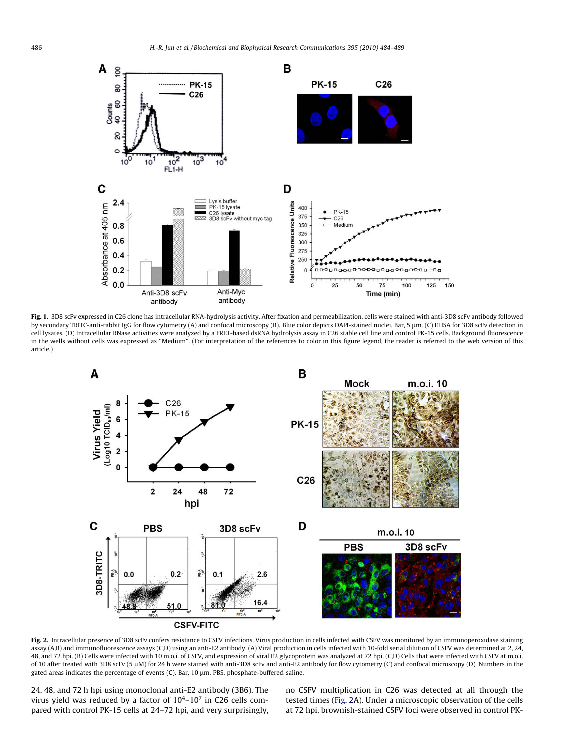**Fig. 1.** 3D8 scFv expressed in C26 clone has intracellular RNA-hydrolysis activity. After fixation and permeabilization, cells were stained with anti-3D8 scFv antibody followed by secondary TRITC-anti-rabbit IgG for flow cytometry (A) and confocal microscopy (B). Blue color depicts DAPI-stained nuclei. Bar, 5 μm. (C) ELISA for 3D8 scFv detection in cell lysates. (D) Intracellular RNase activities were analyzed by a FRET-based dsRNA hydrolysis assay in C26 stable cell line and control PK-15 cells. Background fluorescence in the wells without cells was expressed as "Medium". (For interpretation of the references to color in this figure legend, the reader is referred to the web version of this article.)

**Fig. 2.** Intracellular presence of 3D8 scFv confers resistance to CSFV infections. Virus production in cells infected with CSFV was monitored by an immunoperoxidase staining assay (A,B) and immunofluorescence assays (C,D) using an anti-E2 antibody. (A) Viral production in cells infected with 10-fold serial dilution of CSFV was determined at 2, 24, 48, and 72 hpi. (B) Cells were infected with 10 m.o.i. of CSFV, and expression of viral E2 glycoprotein was analyzed at 72 hpi. (C,D) Cells that were infected with CSFV at m.o.i. of 10 after treated with 3D8 scFv (5 μM) for 24 h were stained with anti-3D8 scFv and anti-E2 antibody for flow cytometry (C) and confocal microscopy (D). Numbers in the gated areas indicates the percentage of events (C). Bar, 10 μm. PBS, phosphate-buffered saline.

24, 48, and 72 h hpi using monoclonal anti-E2 antibody (3B6). The virus yield was reduced by a factor of $10^4$–$10^7$ in C26 cells compared with control PK-15 cells at 24–72 hpi, and very surprisingly, no CSFV multiplication in C26 was detected at all through the tested times (Fig. 2A). Under a microscopic observation of the cells at 72 hpi, brownish-stained CSFV foci were observed in control PK-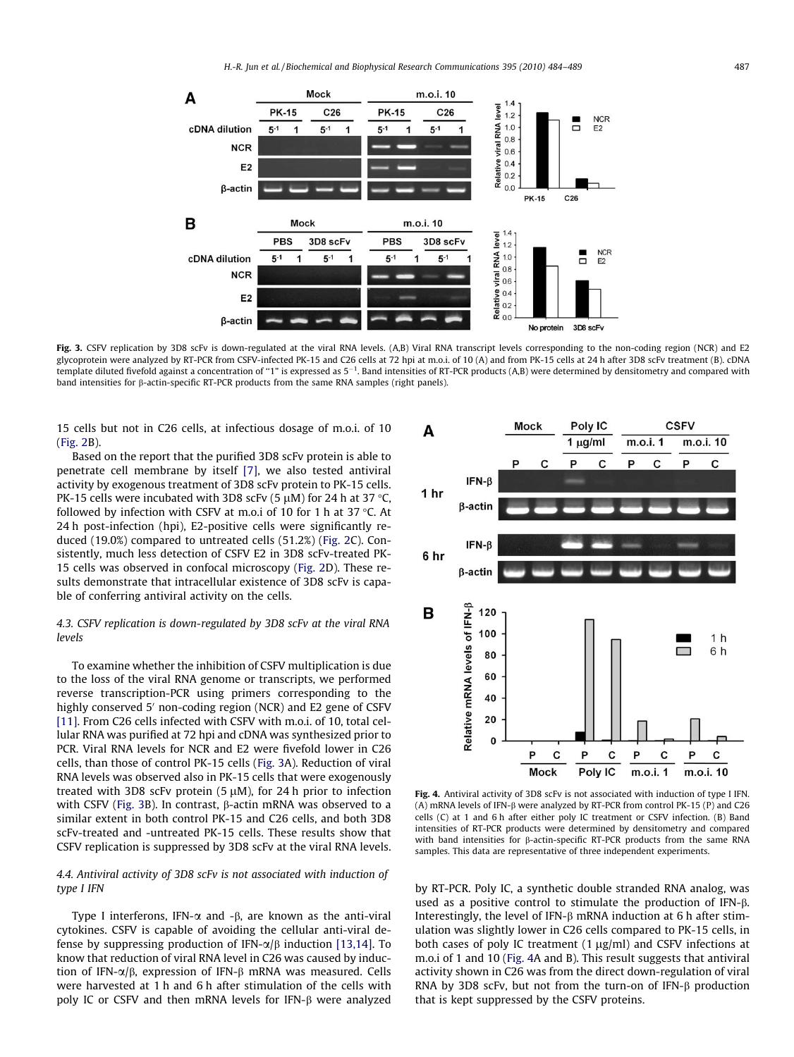**Fig. 3.** CSFV replication by 3D8 scFv is down-regulated at the viral RNA levels. (A,B) Viral RNA transcript levels corresponding to the non-coding region (NCR) and E2 glycoprotein were analyzed by RT-PCR from CSFV-infected PK-15 and C26 cells at 72 hpi at m.o.i. of 10 (A) and from PK-15 cells at 24 h after 3D8 scFv treatment (B). cDNA template diluted fivefold against a concentration of "1" is expressed as $5^{-1}$. Band intensities of RT-PCR products (A,B) were determined by densitometry and compared with band intensities for β-actin-specific RT-PCR products from the same RNA samples (right panels).

15 cells but not in C26 cells, at infectious dosage of m.o.i. of 10 (Fig. 2B).

Based on the report that the purified 3D8 scFv protein is able to penetrate cell membrane by itself [7], we also tested antiviral activity by exogenous treatment of 3D8 scFv protein to PK-15 cells. PK-15 cells were incubated with 3D8 scFv (5 μM) for 24 h at 37 °C, followed by infection with CSFV at m.o.i of 10 for 1 h at 37 °C. At 24 h post-infection (hpi), E2-positive cells were significantly reduced (19.0%) compared to untreated cells (51.2%) (Fig. 2C). Consistently, much less detection of CSFV E2 in 3D8 scFv-treated PK-15 cells was observed in confocal microscopy (Fig. 2D). These results demonstrate that intracellular existence of 3D8 scFv is capable of conferring antiviral activity on the cells.

### *4.3. CSFV replication is down-regulated by 3D8 scFv at the viral RNA levels*

To examine whether the inhibition of CSFV multiplication is due to the loss of the viral RNA genome or transcripts, we performed reverse transcription-PCR using primers corresponding to the highly conserved 5′ non-coding region (NCR) and E2 gene of CSFV [11]. From C26 cells infected with CSFV with m.o.i. of 10, total cellular RNA was purified at 72 hpi and cDNA was synthesized prior to PCR. Viral RNA levels for NCR and E2 were fivefold lower in C26 cells, than those of control PK-15 cells (Fig. 3A). Reduction of viral RNA levels was observed also in PK-15 cells that were exogenously treated with 3D8 scFv protein (5 μM), for 24 h prior to infection with CSFV (Fig. 3B). In contrast, β-actin mRNA was observed to a similar extent in both control PK-15 and C26 cells, and both 3D8 scFv-treated and -untreated PK-15 cells. These results show that CSFV replication is suppressed by 3D8 scFv at the viral RNA levels.

### *4.4. Antiviral activity of 3D8 scFv is not associated with induction of type I IFN*

Type I interferons, IFN-α and -β, are known as the anti-viral cytokines. CSFV is capable of avoiding the cellular anti-viral defense by suppressing production of IFN-α/β induction [13,14]. To know that reduction of viral RNA level in C26 was caused by induction of IFN-α/β, expression of IFN-β mRNA was measured. Cells were harvested at 1 h and 6 h after stimulation of the cells with poly IC or CSFV and then mRNA levels for IFN-β were analyzed by RT-PCR. Poly IC, a synthetic double stranded RNA analog, was used as a positive control to stimulate the production of IFN-β. Interestingly, the level of IFN-β mRNA induction at 6 h after stimulation was slightly lower in C26 cells compared to PK-15 cells, in both cases of poly IC treatment (1 μg/ml) and CSFV infections at m.o.i of 1 and 10 (Fig. 4A and B). This result suggests that antiviral activity shown in C26 was from the direct down-regulation of viral RNA by 3D8 scFv, but not from the turn-on of IFN-β production that is kept suppressed by the CSFV proteins.

**Fig. 4.** Antiviral activity of 3D8 scFv is not associated with induction of type I IFN. (A) mRNA levels of IFN-β were analyzed by RT-PCR from control PK-15 (P) and C26 cells (C) at 1 and 6 h after either poly IC treatment or CSFV infection. (B) Band intensities of RT-PCR products were determined by densitometry and compared with band intensities for β-actin-specific RT-PCR products from the same RNA samples. This data are representative of three independent experiments.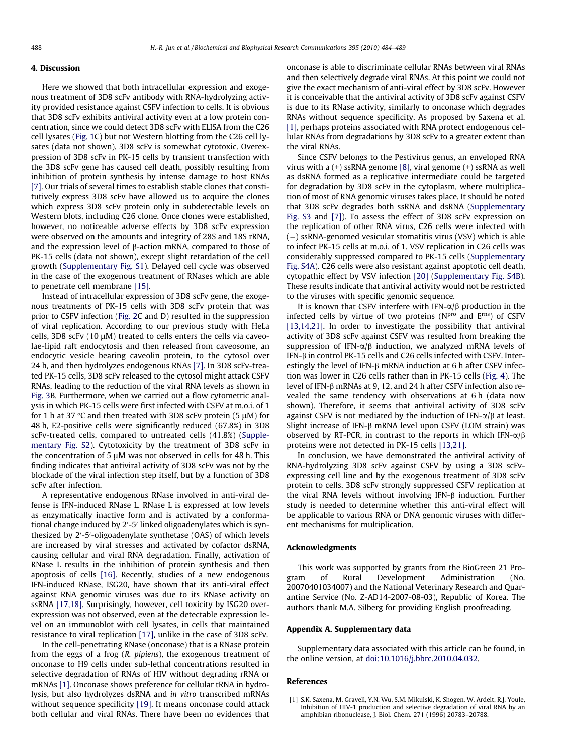## 4. Discussion

Here we showed that both intracellular expression and exogenous treatment of 3D8 scFv antibody with RNA-hydrolyzing activity provided resistance against CSFV infection to cells. It is obvious that 3D8 scFv exhibits antiviral activity even at a low protein concentration, since we could detect 3D8 scFv with ELISA from the C26 cell lysates (Fig. 1C) but not Western blotting from the C26 cell lysates (data not shown). 3D8 scFv is somewhat cytotoxic. Overexpression of 3D8 scFv in PK-15 cells by transient transfection with the 3D8 scFv gene has caused cell death, possibly resulting from inhibition of protein synthesis by intense damage to host RNAs [7]. Our trials of several times to establish stable clones that constitutively express 3D8 scFv have allowed us to acquire the clones which express 3D8 scFv protein only in subdetectable levels on Western blots, including C26 clone. Once clones were established, however, no noticeable adverse effects by 3D8 scFv expression were observed on the amounts and integrity of 28S and 18S rRNA, and the expression level of β-action mRNA, compared to those of PK-15 cells (data not shown), except slight retardation of the cell growth (Supplementary Fig. S1). Delayed cell cycle was observed in the case of the exogenous treatment of RNases which are able to penetrate cell membrane [15].

Instead of intracellular expression of 3D8 scFv gene, the exogenous treatments of PK-15 cells with 3D8 scFv protein that was prior to CSFV infection (Fig. 2C and D) resulted in the suppression of viral replication. According to our previous study with HeLa cells, 3D8 scFv (10 μM) treated to cells enters the cells via caveolae-lipid raft endocytosis and then released from caveosome, an endocytic vesicle bearing caveolin protein, to the cytosol over 24 h, and then hydrolyzes endogenous RNAs [7]. In 3D8 scFv-treated PK-15 cells, 3D8 scFv released to the cytosol might attack CSFV RNAs, leading to the reduction of the viral RNA levels as shown in Fig. 3B. Furthermore, when we carried out a flow cytometric analysis in which PK-15 cells were first infected with CSFV at m.o.i. of 1 for 1 h at 37 °C and then treated with 3D8 scFv protein (5 μM) for 48 h, E2-positive cells were significantly reduced (67.8%) in 3D8 scFv-treated cells, compared to untreated cells (41.8%) (Supplementary Fig. S2). Cytotoxicity by the treatment of 3D8 scFv in the concentration of 5 μM was not observed in cells for 48 h. This finding indicates that antiviral activity of 3D8 scFv was not by the blockade of the viral infection step itself, but by a function of 3D8 scFv after infection.

A representative endogenous RNase involved in anti-viral defense is IFN-induced RNase L. RNase L is expressed at low levels as enzymatically inactive form and is activated by a conformational change induced by 2′-5′ linked oligoadenylates which is synthesized by 2′-5′-oligoadenylate synthetase (OAS) of which levels are increased by viral stresses and activated by cofactor dsRNA, causing cellular and viral RNA degradation. Finally, activation of RNase L results in the inhibition of protein synthesis and then apoptosis of cells [16]. Recently, studies of a new endogenous IFN-induced RNase, ISG20, have shown that its anti-viral effect against RNA genomic viruses was due to its RNase activity on ssRNA [17,18]. Surprisingly, however, cell toxicity by ISG20 overexpression was not observed, even at the detectable expression level on an immunoblot with cell lysates, in cells that maintained resistance to viral replication [17], unlike in the case of 3D8 scFv.

In the cell-penetrating RNase (onconase) that is a RNase protein from the eggs of a frog (*R. pipiens*), the exogenous treatment of onconase to H9 cells under sub-lethal concentrations resulted in selective degradation of RNAs of HIV without degrading rRNA or mRNAs [1]. Onconase shows preference for cellular tRNA in hydrolysis, but also hydrolyzes dsRNA and *in vitro* transcribed mRNAs without sequence specificity [19]. It means onconase could attack both cellular and viral RNAs. There have been no evidences that onconase is able to discriminate cellular RNAs between viral RNAs and then selectively degrade viral RNAs. At this point we could not give the exact mechanism of anti-viral effect by 3D8 scFv. However it is conceivable that the antiviral activity of 3D8 scFv against CSFV is due to its RNase activity, similarly to onconase which degrades RNAs without sequence specificity. As proposed by Saxena et al. [1], perhaps proteins associated with RNA protect endogenous cellular RNAs from degradations by 3D8 scFv to a greater extent than the viral RNAs.

Since CSFV belongs to the Pestivirus genus, an enveloped RNA virus with a (+) ssRNA genome [8], viral genome (+) ssRNA as well as dsRNA formed as a replicative intermediate could be targeted for degradation by 3D8 scFv in the cytoplasm, where multiplication of most of RNA genomic viruses takes place. It should be noted that 3D8 scFv degrades both ssRNA and dsRNA (Supplementary Fig. S3 and [7]). To assess the effect of 3D8 scFv expression on the replication of other RNA virus, C26 cells were infected with (−) ssRNA-genomed vesicular stomatitis virus (VSV) which is able to infect PK-15 cells at m.o.i. of 1. VSV replication in C26 cells was considerably suppressed compared to PK-15 cells (Supplementary Fig. S4A). C26 cells were also resistant against apoptotic cell death, cytopathic effect by VSV infection [20] (Supplementary Fig. S4B). These results indicate that antiviral activity would not be restricted to the viruses with specific genomic sequence.

It is known that CSFV interfere with IFN-α/β production in the infected cells by virtue of two proteins ($N^{pro}$ and $E^{rns}$) of CSFV [13,14,21]. In order to investigate the possibility that antiviral activity of 3D8 scFv against CSFV was resulted from breaking the suppression of IFN-α/β induction, we analyzed mRNA levels of IFN-β in control PK-15 cells and C26 cells infected with CSFV. Interestingly the level of IFN-β mRNA induction at 6 h after CSFV infection was lower in C26 cells rather than in PK-15 cells (Fig. 4). The level of IFN-β mRNAs at 9, 12, and 24 h after CSFV infection also revealed the same tendency with observations at 6 h (data now shown). Therefore, it seems that antiviral activity of 3D8 scFv against CSFV is not mediated by the induction of IFN-α/β at least. Slight increase of IFN-β mRNA level upon CSFV (LOM strain) was observed by RT-PCR, in contrast to the reports in which IFN-α/β proteins were not detected in PK-15 cells [13,21].

In conclusion, we have demonstrated the antiviral activity of RNA-hydrolyzing 3D8 scFv against CSFV by using a 3D8 scFv-expressing cell line and by the exogenous treatment of 3D8 scFv protein to cells. 3D8 scFv strongly suppressed CSFV replication at the viral RNA levels without involving IFN-β induction. Further study is needed to determine whether this anti-viral effect will be applicable to various RNA or DNA genomic viruses with different mechanisms for multiplication.

## Acknowledgments

This work was supported by grants from the BioGreen 21 Program of Rural Development Administration (No. 20070401034007) and the National Veterinary Research and Quarantine Service (No. Z-AD14-2007-08-03), Republic of Korea. The authors thank M.A. Silberg for providing English proofreading.

## Appendix A. Supplementary data

Supplementary data associated with this article can be found, in the online version, at doi:10.1016/j.bbrc.2010.04.032.

## References

[1] S.K. Saxena, M. Gravell, Y.N. Wu, S.M. Mikulski, K. Shogen, W. Ardelt, R.J. Youle, Inhibition of HIV-1 production and selective degradation of viral RNA by an amphibian ribonuclease, J. Biol. Chem. 271 (1996) 20783–20788.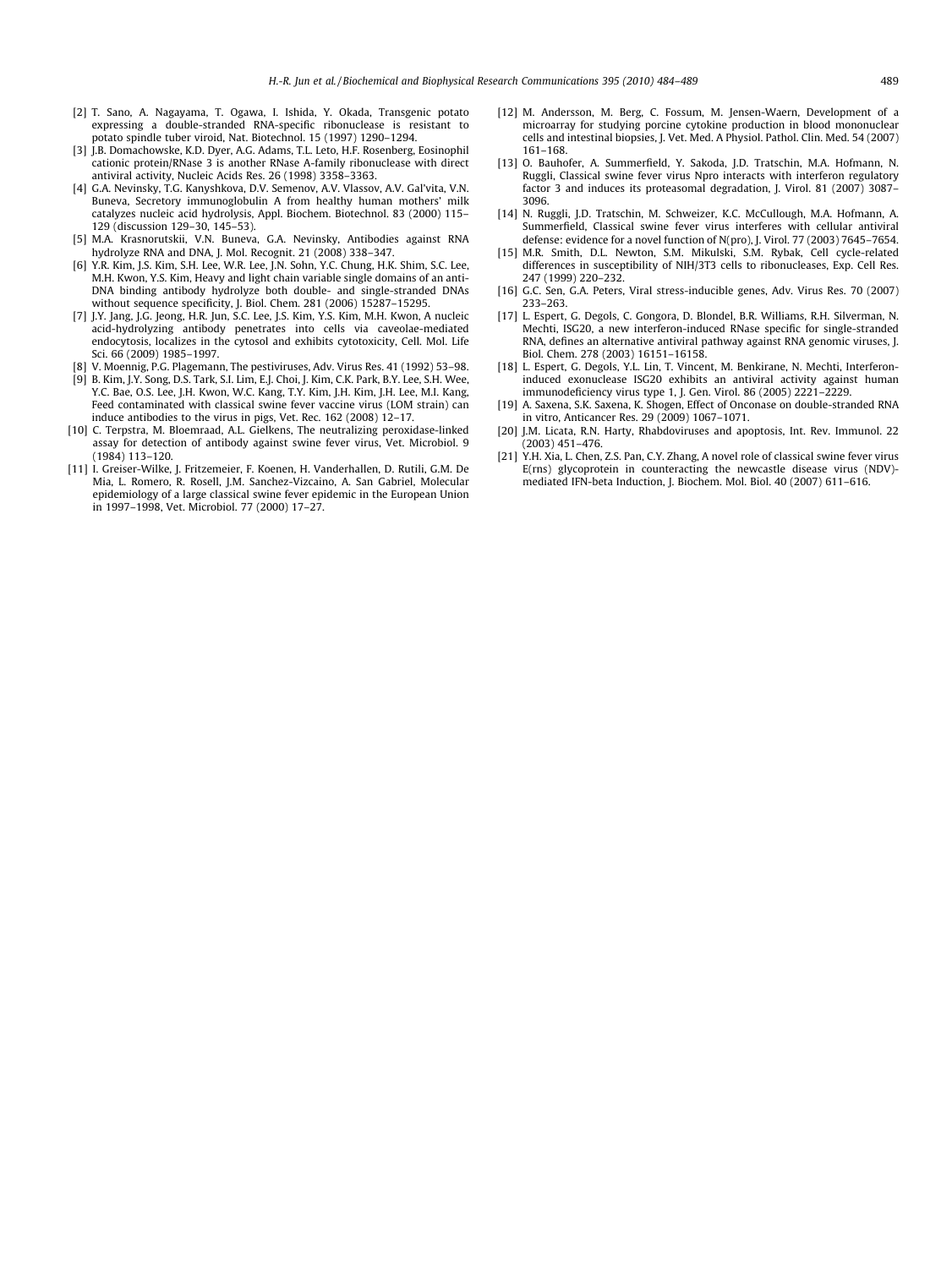[2] T. Sano, A. Nagayama, T. Ogawa, I. Ishida, Y. Okada, Transgenic potato expressing a double-stranded RNA-specific ribonuclease is resistant to potato spindle tuber viroid, Nat. Biotechnol. 15 (1997) 1290–1294.

[3] J.B. Domachowske, K.D. Dyer, A.G. Adams, T.L. Leto, H.F. Rosenberg, Eosinophil cationic protein/RNase 3 is another RNase A-family ribonuclease with direct antiviral activity, Nucleic Acids Res. 26 (1998) 3358–3363.

[4] G.A. Nevinsky, T.G. Kanyshkova, D.V. Semenov, A.V. Vlassov, A.V. Gal'vita, V.N. Buneva, Secretory immunoglobulin A from healthy human mothers' milk catalyzes nucleic acid hydrolysis, Appl. Biochem. Biotechnol. 83 (2000) 115–129 (discussion 129–30, 145–53).

[5] M.A. Krasnorutskii, V.N. Buneva, G.A. Nevinsky, Antibodies against RNA hydrolyze RNA and DNA, J. Mol. Recognit. 21 (2008) 338–347.

[6] Y.R. Kim, J.S. Kim, S.H. Lee, W.R. Lee, J.N. Sohn, Y.C. Chung, H.K. Shim, S.C. Lee, M.H. Kwon, Y.S. Kim, Heavy and light chain variable single domains of an anti-DNA binding antibody hydrolyze both double- and single-stranded DNAs without sequence specificity, J. Biol. Chem. 281 (2006) 15287–15295.

[7] J.Y. Jang, J.G. Jeong, H.R. Jun, S.C. Lee, J.S. Kim, Y.S. Kim, M.H. Kwon, A nucleic acid-hydrolyzing antibody penetrates into cells via caveolae-mediated endocytosis, localizes in the cytosol and exhibits cytotoxicity, Cell. Mol. Life Sci. 66 (2009) 1985–1997.

[8] V. Moennig, P.G. Plagemann, The pestiviruses, Adv. Virus Res. 41 (1992) 53–98.

[9] B. Kim, J.Y. Song, D.S. Tark, S.I. Lim, E.J. Choi, J. Kim, C.K. Park, B.Y. Lee, S.H. Wee, Y.C. Bae, O.S. Lee, J.H. Kwon, W.C. Kang, T.Y. Kim, J.H. Kim, J.H. Lee, M.I. Kang, Feed contaminated with classical swine fever vaccine virus (LOM strain) can induce antibodies to the virus in pigs, Vet. Rec. 162 (2008) 12–17.

[10] C. Terpstra, M. Bloemraad, A.L. Gielkens, The neutralizing peroxidase-linked assay for detection of antibody against swine fever virus, Vet. Microbiol. 9 (1984) 113–120.

[11] I. Greiser-Wilke, J. Fritzemeier, F. Koenen, H. Vanderhallen, D. Rutili, G.M. De Mia, L. Romero, R. Rosell, J.M. Sanchez-Vizcaino, A. San Gabriel, Molecular epidemiology of a large classical swine fever epidemic in the European Union in 1997–1998, Vet. Microbiol. 77 (2000) 17–27.

[12] M. Andersson, M. Berg, C. Fossum, M. Jensen-Waern, Development of a microarray for studying porcine cytokine production in blood mononuclear cells and intestinal biopsies, J. Vet. Med. A Physiol. Pathol. Clin. Med. 54 (2007) 161–168.

[13] O. Bauhofer, A. Summerfield, Y. Sakoda, J.D. Tratschin, M.A. Hofmann, N. Ruggli, Classical swine fever virus Npro interacts with interferon regulatory factor 3 and induces its proteasomal degradation, J. Virol. 81 (2007) 3087–3096.

[14] N. Ruggli, J.D. Tratschin, M. Schweizer, K.C. McCullough, M.A. Hofmann, A. Summerfield, Classical swine fever virus interferes with cellular antiviral defense: evidence for a novel function of N(pro), J. Virol. 77 (2003) 7645–7654.

[15] M.R. Smith, D.L. Newton, S.M. Mikulski, S.M. Rybak, Cell cycle-related differences in susceptibility of NIH/3T3 cells to ribonucleases, Exp. Cell Res. 247 (1999) 220–232.

[16] G.C. Sen, G.A. Peters, Viral stress-inducible genes, Adv. Virus Res. 70 (2007) 233–263.

[17] L. Espert, G. Degols, C. Gongora, D. Blondel, B.R. Williams, R.H. Silverman, N. Mechti, ISG20, a new interferon-induced RNase specific for single-stranded RNA, defines an alternative antiviral pathway against RNA genomic viruses, J. Biol. Chem. 278 (2003) 16151–16158.

[18] L. Espert, G. Degols, Y.L. Lin, T. Vincent, M. Benkirane, N. Mechti, Interferon-induced exonuclease ISG20 exhibits an antiviral activity against human immunodeficiency virus type 1, J. Gen. Virol. 86 (2005) 2221–2229.

[19] A. Saxena, S.K. Saxena, K. Shogen, Effect of Onconase on double-stranded RNA in vitro, Anticancer Res. 29 (2009) 1067–1071.

[20] J.M. Licata, R.N. Harty, Rhabdoviruses and apoptosis, Int. Rev. Immunol. 22 (2003) 451–476.

[21] Y.H. Xia, L. Chen, Z.S. Pan, C.Y. Zhang, A novel role of classical swine fever virus E(rns) glycoprotein in counteracting the newcastle disease virus (NDV)-mediated IFN-beta Induction, J. Biochem. Mol. Biol. 40 (2007) 611–616.